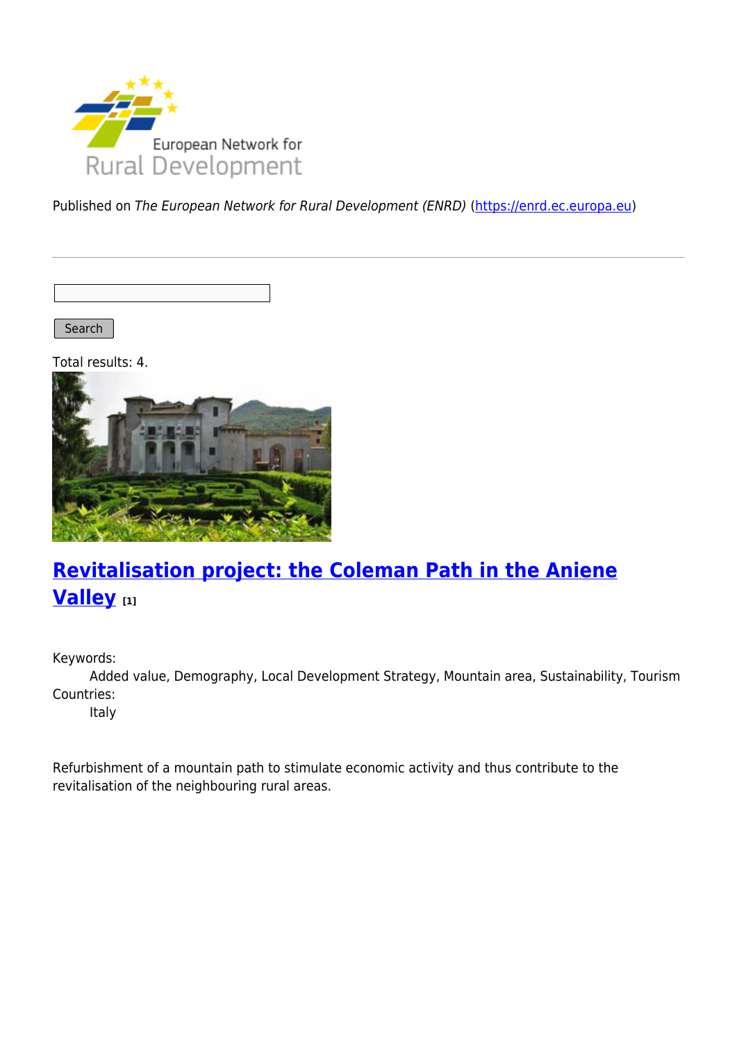Published on *The European Network for Rural Development (ENRD)* (https://enrd.ec.europa.eu)

Search

Total results: 4.

## Revitalisation project: the Coleman Path in the Aniene Valley [1]

Keywords:
Added value, Demography, Local Development Strategy, Mountain area, Sustainability, Tourism

Countries:
Italy

Refurbishment of a mountain path to stimulate economic activity and thus contribute to the revitalisation of the neighbouring rural areas.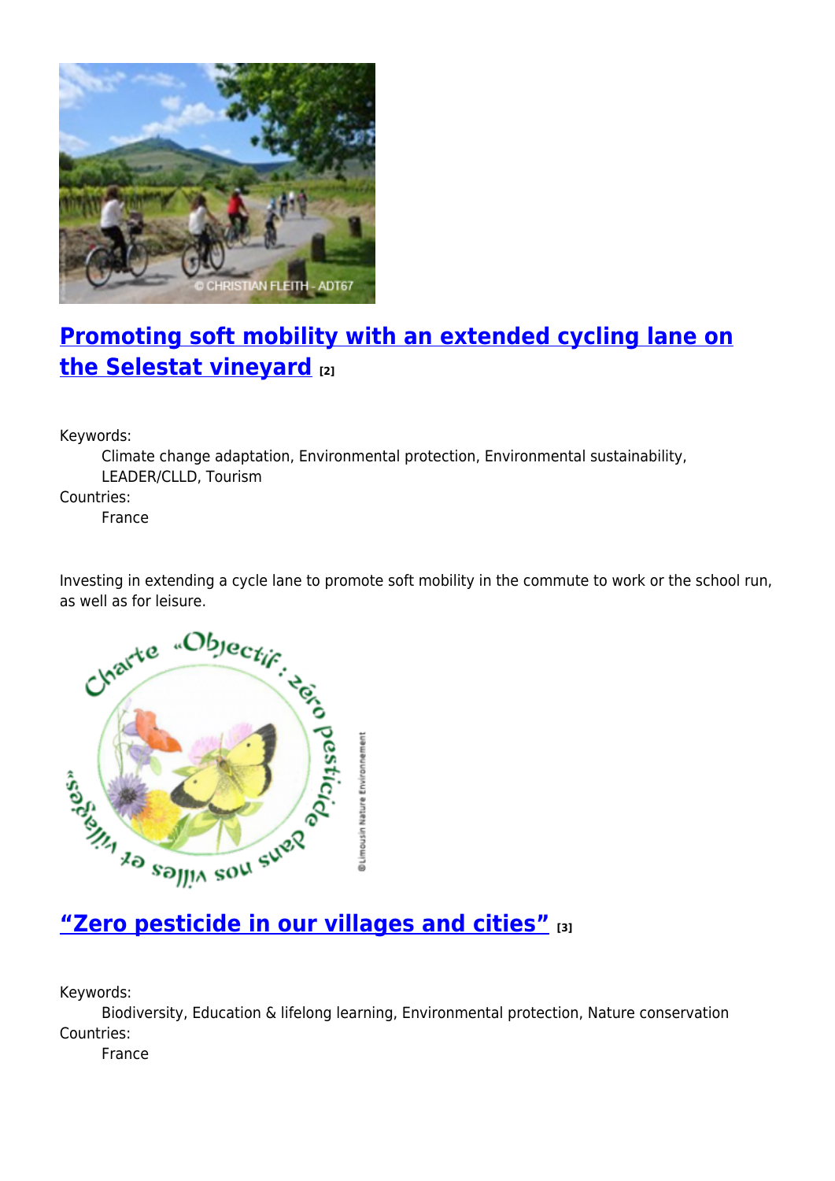## Promoting soft mobility with an extended cycling lane on the Selestat vineyard [2]

Keywords:
Climate change adaptation, Environmental protection, Environmental sustainability, LEADER/CLLD, Tourism

Countries:
France

Investing in extending a cycle lane to promote soft mobility in the commute to work or the school run, as well as for leisure.

## "Zero pesticide in our villages and cities" [3]

Keywords:
Biodiversity, Education & lifelong learning, Environmental protection, Nature conservation

Countries:
France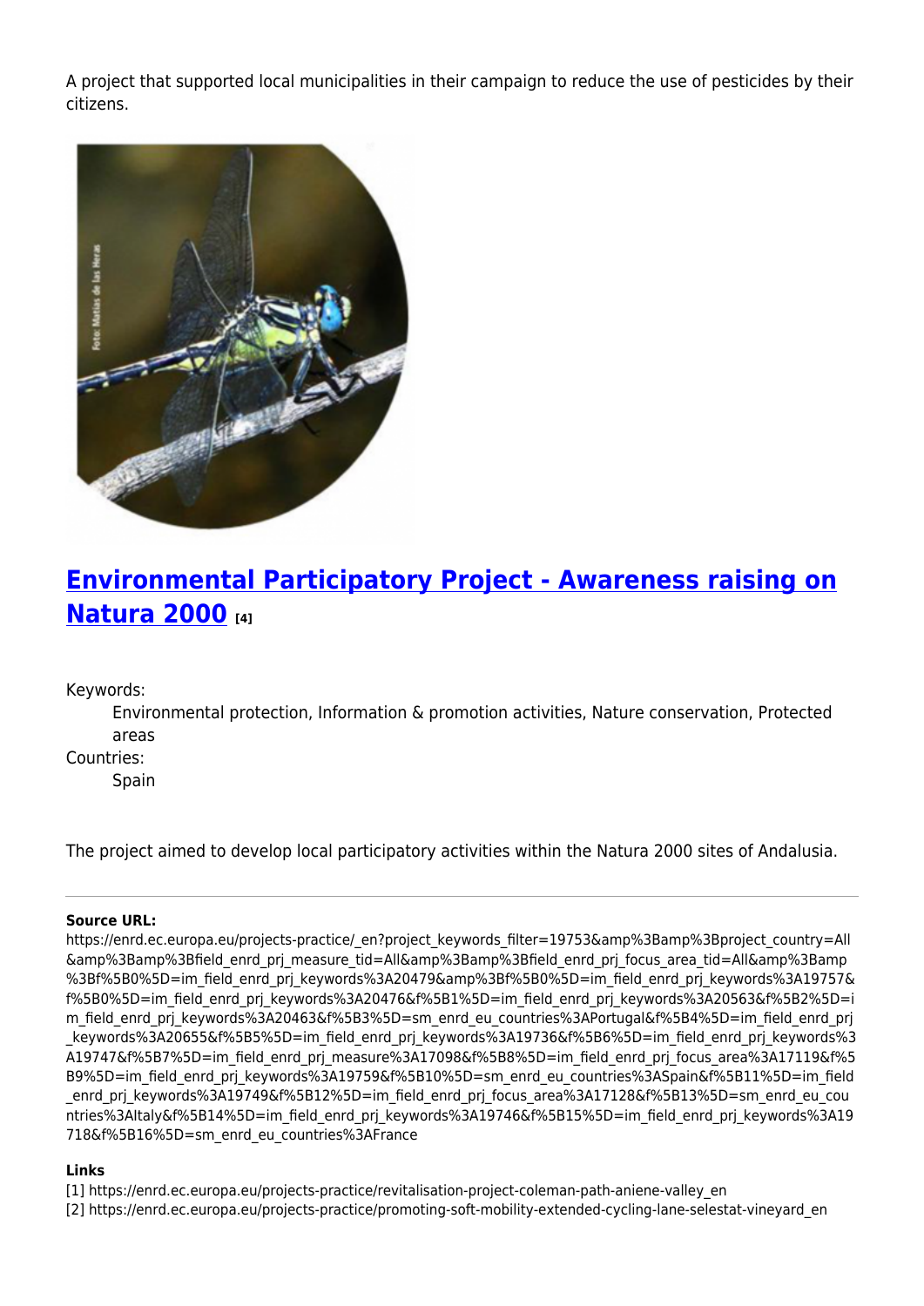A project that supported local municipalities in their campaign to reduce the use of pesticides by their citizens.

## [Environmental Participatory Project - Awareness raising on Natura 2000](#) [4]

Keywords:
: Environmental protection, Information & promotion activities, Nature conservation, Protected areas

Countries:
: Spain

The project aimed to develop local participatory activities within the Natura 2000 sites of Andalusia.

---

**Source URL:**
https://enrd.ec.europa.eu/projects-practice/_en?project_keywords_filter=19753&amp%3Bamp%3Bproject_country=All&amp%3Bamp%3Bfield_enrd_prj_measure_tid=All&amp%3Bamp%3Bfield_enrd_prj_focus_area_tid=All&amp%3Bamp%3Bf%5B0%5D=im_field_enrd_prj_keywords%3A20479&amp%3Bf%5B0%5D=im_field_enrd_prj_keywords%3A19757&f%5B0%5D=im_field_enrd_prj_keywords%3A20476&f%5B1%5D=im_field_enrd_prj_keywords%3A20563&f%5B2%5D=im_field_enrd_prj_keywords%3A20463&f%5B3%5D=sm_enrd_eu_countries%3APortugal&f%5B4%5D=im_field_enrd_prj_keywords%3A20655&f%5B5%5D=im_field_enrd_prj_keywords%3A19736&f%5B6%5D=im_field_enrd_prj_keywords%3A19747&f%5B7%5D=im_field_enrd_prj_measure%3A17098&f%5B8%5D=im_field_enrd_prj_focus_area%3A17119&f%5B9%5D=im_field_enrd_prj_keywords%3A19759&f%5B10%5D=sm_enrd_eu_countries%3ASpain&f%5B11%5D=im_field_enrd_prj_keywords%3A19749&f%5B12%5D=im_field_enrd_prj_focus_area%3A17128&f%5B13%5D=sm_enrd_eu_countries%3AItaly&f%5B14%5D=im_field_enrd_prj_keywords%3A19746&f%5B15%5D=im_field_enrd_prj_keywords%3A19718&f%5B16%5D=sm_enrd_eu_countries%3AFrance

**Links**

[1] https://enrd.ec.europa.eu/projects-practice/revitalisation-project-coleman-path-aniene-valley_en
[2] https://enrd.ec.europa.eu/projects-practice/promoting-soft-mobility-extended-cycling-lane-selestat-vineyard_en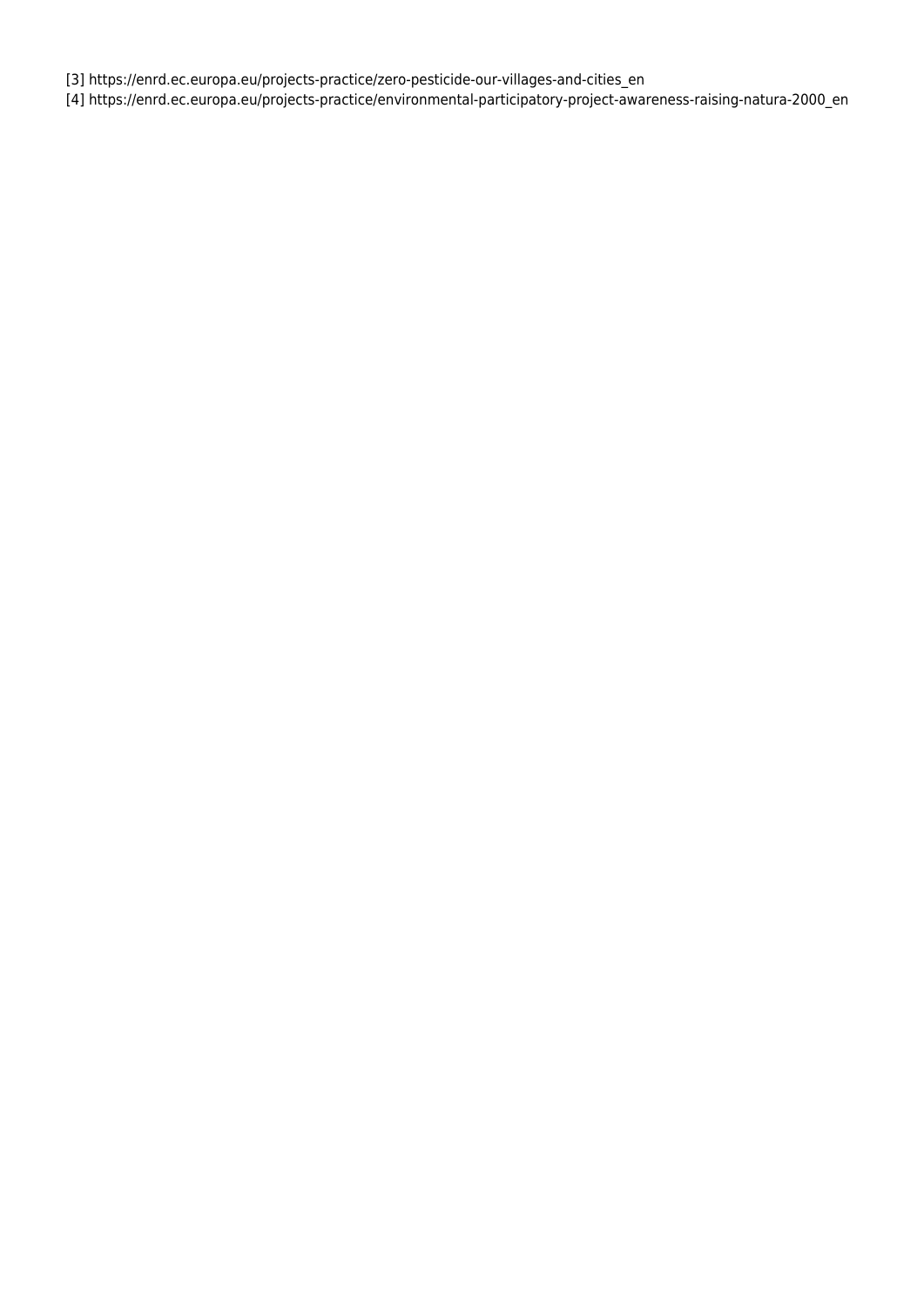[3] https://enrd.ec.europa.eu/projects-practice/zero-pesticide-our-villages-and-cities_en

[4] https://enrd.ec.europa.eu/projects-practice/environmental-participatory-project-awareness-raising-natura-2000_en